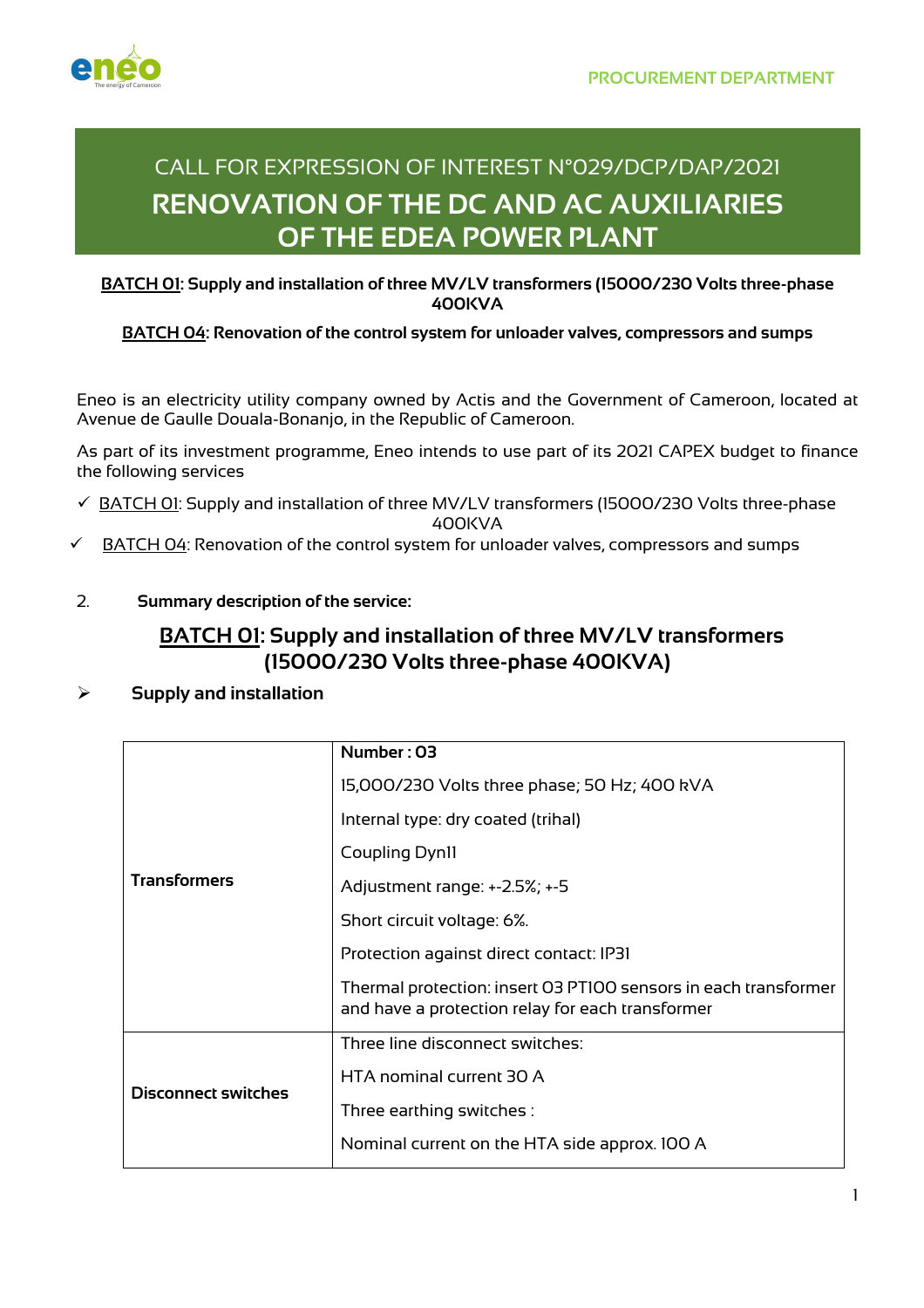PROCUREMENT DEPARTMENT

# CALL FOR EXPRESSION OF INTEREST N°029/DCP/DAP/2021

# RENOVATION OF THE DC AND AC AUXILIARIES OF THE EDEA POWER PLANT

**BATCH 01: Supply and installation of three MV/LV transformers (15000/230 Volts three-phase 400KVA**

**BATCH 04: Renovation of the control system for unloader valves, compressors and sumps**

Eneo is an electricity utility company owned by Actis and the Government of Cameroon, located at Avenue de Gaulle Douala-Bonanjo, in the Republic of Cameroon.

As part of its investment programme, Eneo intends to use part of its 2021 CAPEX budget to finance the following services

- ✓ BATCH 01: Supply and installation of three MV/LV transformers (15000/230 Volts three-phase 400KVA
- ✓ BATCH 04: Renovation of the control system for unloader valves, compressors and sumps

2. **Summary description of the service:**

## BATCH 01: Supply and installation of three MV/LV transformers (15000/230 Volts three-phase 400KVA)

➢ **Supply and installation**

| | |
|---|---|
| **Transformers** | **Number : 03**<br>15,000/230 Volts three phase; 50 Hz; 400 kVA<br>Internal type: dry coated (trihal)<br>Coupling Dyn11<br>Adjustment range: +-2.5%; +-5<br>Short circuit voltage: 6%.<br>Protection against direct contact: IP31<br>Thermal protection: insert 03 PT100 sensors in each transformer and have a protection relay for each transformer |
| **Disconnect switches** | Three line disconnect switches:<br>HTA nominal current 30 A<br>Three earthing switches :<br>Nominal current on the HTA side approx. 100 A |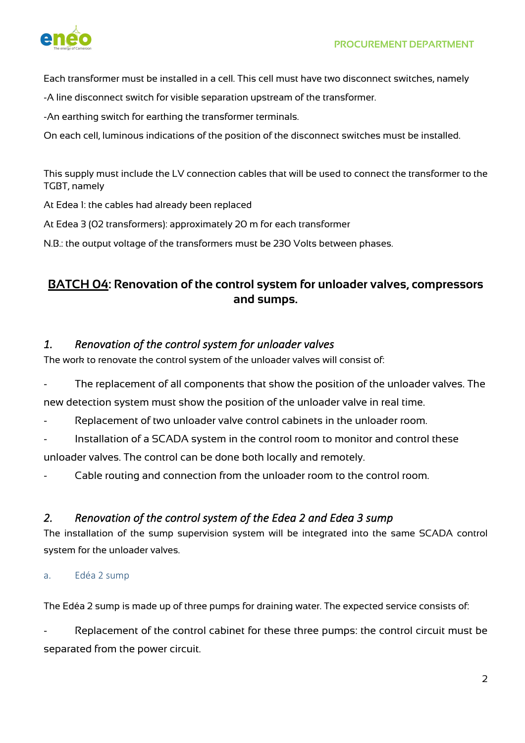Each transformer must be installed in a cell. This cell must have two disconnect switches, namely

-A line disconnect switch for visible separation upstream of the transformer.

-An earthing switch for earthing the transformer terminals.

On each cell, luminous indications of the position of the disconnect switches must be installed.

This supply must include the LV connection cables that will be used to connect the transformer to the TGBT, namely

At Edea 1: the cables had already been replaced

At Edea 3 (02 transformers): approximately 20 m for each transformer

N.B.: the output voltage of the transformers must be 230 Volts between phases.

## <u>BATCH 04</u>: Renovation of the control system for unloader valves, compressors and sumps.

### *1. Renovation of the control system for unloader valves*

The work to renovate the control system of the unloader valves will consist of:

- The replacement of all components that show the position of the unloader valves. The new detection system must show the position of the unloader valve in real time.
- Replacement of two unloader valve control cabinets in the unloader room.
- Installation of a SCADA system in the control room to monitor and control these unloader valves. The control can be done both locally and remotely.
- Cable routing and connection from the unloader room to the control room.

### *2. Renovation of the control system of the Edea 2 and Edea 3 sump*

The installation of the sump supervision system will be integrated into the same SCADA control system for the unloader valves.

#### a. Edéa 2 sump

The Edéa 2 sump is made up of three pumps for draining water. The expected service consists of:

- Replacement of the control cabinet for these three pumps: the control circuit must be separated from the power circuit.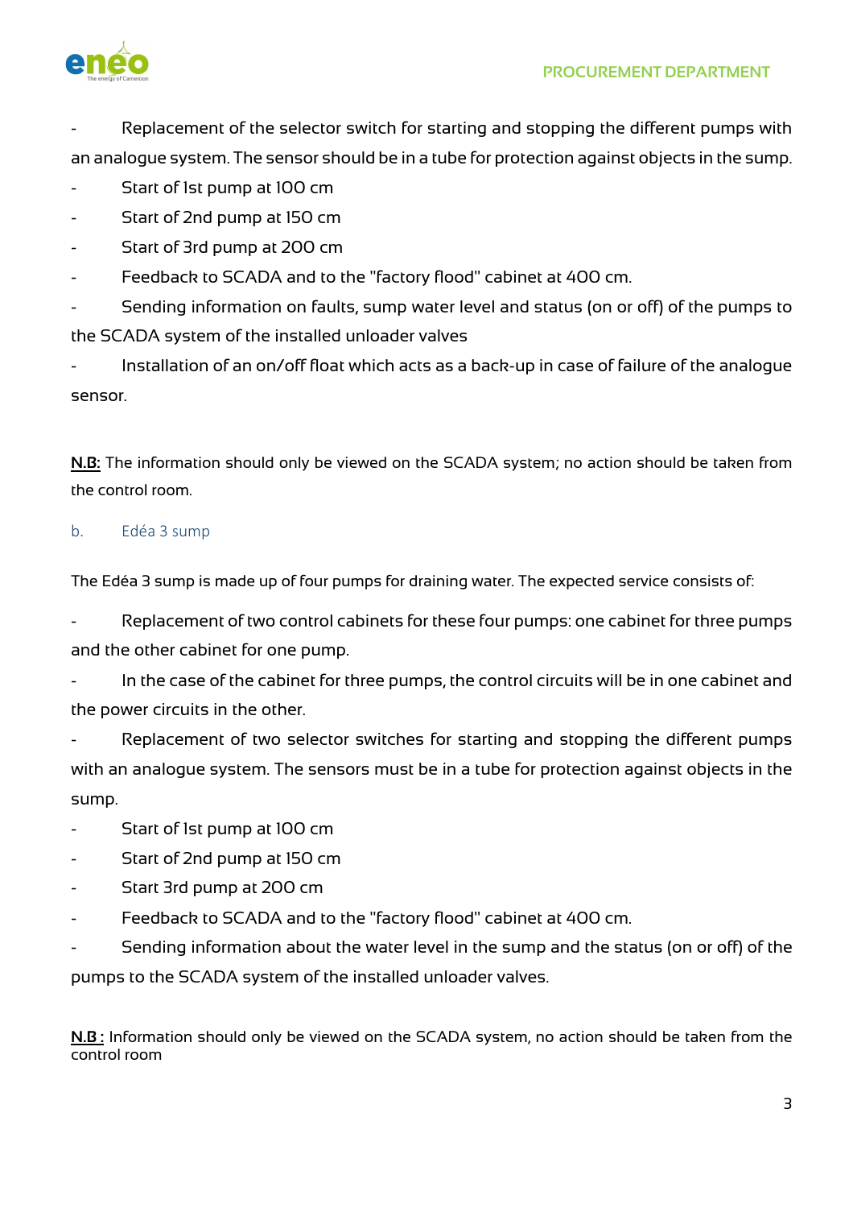- Replacement of the selector switch for starting and stopping the different pumps with an analogue system. The sensor should be in a tube for protection against objects in the sump.
- Start of 1st pump at 100 cm
- Start of 2nd pump at 150 cm
- Start of 3rd pump at 200 cm
- Feedback to SCADA and to the "factory flood" cabinet at 400 cm.
- Sending information on faults, sump water level and status (on or off) of the pumps to the SCADA system of the installed unloader valves
- Installation of an on/off float which acts as a back-up in case of failure of the analogue sensor.

**N.B:** The information should only be viewed on the SCADA system; no action should be taken from the control room.

### b. Edéa 3 sump

The Edéa 3 sump is made up of four pumps for draining water. The expected service consists of:

- Replacement of two control cabinets for these four pumps: one cabinet for three pumps and the other cabinet for one pump.
- In the case of the cabinet for three pumps, the control circuits will be in one cabinet and the power circuits in the other.
- Replacement of two selector switches for starting and stopping the different pumps with an analogue system. The sensors must be in a tube for protection against objects in the sump.
- Start of 1st pump at 100 cm
- Start of 2nd pump at 150 cm
- Start 3rd pump at 200 cm
- Feedback to SCADA and to the "factory flood" cabinet at 400 cm.
- Sending information about the water level in the sump and the status (on or off) of the pumps to the SCADA system of the installed unloader valves.

**N.B :** Information should only be viewed on the SCADA system, no action should be taken from the control room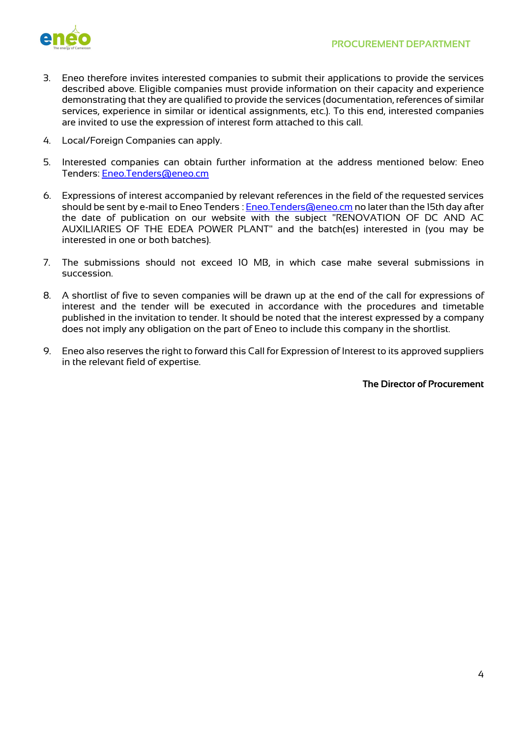3. Eneo therefore invites interested companies to submit their applications to provide the services described above. Eligible companies must provide information on their capacity and experience demonstrating that they are qualified to provide the services (documentation, references of similar services, experience in similar or identical assignments, etc.). To this end, interested companies are invited to use the expression of interest form attached to this call.

4. Local/Foreign Companies can apply.

5. Interested companies can obtain further information at the address mentioned below: Eneo Tenders: Eneo.Tenders@eneo.cm

6. Expressions of interest accompanied by relevant references in the field of the requested services should be sent by e-mail to Eneo Tenders : Eneo.Tenders@eneo.cm no later than the 15th day after the date of publication on our website with the subject "RENOVATION OF DC AND AC AUXILIARIES OF THE EDEA POWER PLANT" and the batch(es) interested in (you may be interested in one or both batches).

7. The submissions should not exceed 10 MB, in which case make several submissions in succession.

8. A shortlist of five to seven companies will be drawn up at the end of the call for expressions of interest and the tender will be executed in accordance with the procedures and timetable published in the invitation to tender. It should be noted that the interest expressed by a company does not imply any obligation on the part of Eneo to include this company in the shortlist.

9. Eneo also reserves the right to forward this Call for Expression of Interest to its approved suppliers in the relevant field of expertise.

**The Director of Procurement**